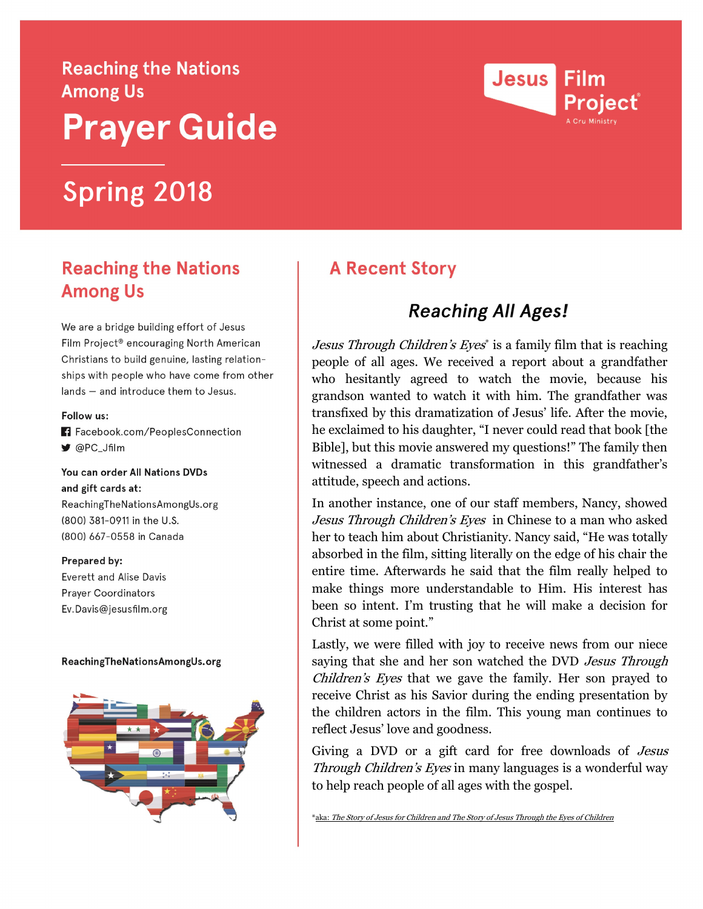# Reaching the Nations Among Us

# Prayer Guide

## Spring 2018

Jesus Film Project®
A Cru Ministry

## Reaching the Nations Among Us

We are a bridge building effort of Jesus Film Project® encouraging North American Christians to build genuine, lasting relationships with people who have come from other lands — and introduce them to Jesus.

**Follow us:**

Facebook.com/PeoplesConnection

@PC_Jfilm

**You can order All Nations DVDs and gift cards at:**

ReachingTheNationsAmongUs.org
(800) 381-0911 in the U.S.
(800) 667-0558 in Canada

**Prepared by:**

Everett and Alise Davis
Prayer Coordinators
Ev.Davis@jesusfilm.org

**ReachingTheNationsAmongUs.org**

## A Recent Story

### *Reaching All Ages!*

*Jesus Through Children's Eyes*\* is a family film that is reaching people of all ages. We received a report about a grandfather who hesitantly agreed to watch the movie, because his grandson wanted to watch it with him. The grandfather was transfixed by this dramatization of Jesus' life. After the movie, he exclaimed to his daughter, "I never could read that book [the Bible], but this movie answered my questions!" The family then witnessed a dramatic transformation in this grandfather's attitude, speech and actions.

In another instance, one of our staff members, Nancy, showed *Jesus Through Children's Eyes* in Chinese to a man who asked her to teach him about Christianity. Nancy said, "He was totally absorbed in the film, sitting literally on the edge of his chair the entire time. Afterwards he said that the film really helped to make things more understandable to Him. His interest has been so intent. I'm trusting that he will make a decision for Christ at some point."

Lastly, we were filled with joy to receive news from our niece saying that she and her son watched the DVD *Jesus Through Children's Eyes* that we gave the family. Her son prayed to receive Christ as his Savior during the ending presentation by the children actors in the film. This young man continues to reflect Jesus' love and goodness.

Giving a DVD or a gift card for free downloads of *Jesus Through Children's Eyes* in many languages is a wonderful way to help reach people of all ages with the gospel.

\*aka: *The Story of Jesus for Children and The Story of Jesus Through the Eyes of Children*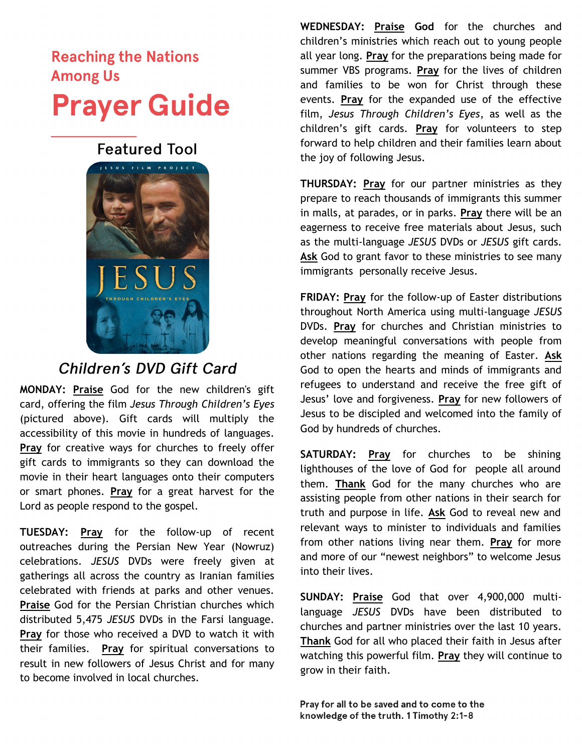## Reaching the Nations Among Us

# Prayer Guide

### Featured Tool

*Children's DVD Gift Card*

**MONDAY:** **Praise** God for the new children's gift card, offering the film *Jesus Through Children's Eyes* (pictured above). Gift cards will multiply the accessibility of this movie in hundreds of languages. **Pray** for creative ways for churches to freely offer gift cards to immigrants so they can download the movie in their heart languages onto their computers or smart phones. **Pray** for a great harvest for the Lord as people respond to the gospel.

**TUESDAY:** **Pray** for the follow-up of recent outreaches during the Persian New Year (Nowruz) celebrations. *JESUS* DVDs were freely given at gatherings all across the country as Iranian families celebrated with friends at parks and other venues. **Praise** God for the Persian Christian churches which distributed 5,475 *JESUS* DVDs in the Farsi language. **Pray** for those who received a DVD to watch it with their families. **Pray** for spiritual conversations to result in new followers of Jesus Christ and for many to become involved in local churches.

**WEDNESDAY:** **Praise God** for the churches and children's ministries which reach out to young people all year long. **Pray** for the preparations being made for summer VBS programs. **Pray** for the lives of children and families to be won for Christ through these events. **Pray** for the expanded use of the effective film, *Jesus Through Children's Eyes*, as well as the children's gift cards. **Pray** for volunteers to step forward to help children and their families learn about the joy of following Jesus.

**THURSDAY:** **Pray** for our partner ministries as they prepare to reach thousands of immigrants this summer in malls, at parades, or in parks. **Pray** there will be an eagerness to receive free materials about Jesus, such as the multi-language *JESUS* DVDs or *JESUS* gift cards. **Ask** God to grant favor to these ministries to see many immigrants personally receive Jesus.

**FRIDAY:** **Pray** for the follow-up of Easter distributions throughout North America using multi-language *JESUS* DVDs. **Pray** for churches and Christian ministries to develop meaningful conversations with people from other nations regarding the meaning of Easter. **Ask** God to open the hearts and minds of immigrants and refugees to understand and receive the free gift of Jesus' love and forgiveness. **Pray** for new followers of Jesus to be discipled and welcomed into the family of God by hundreds of churches.

**SATURDAY:** **Pray** for churches to be shining lighthouses of the love of God for people all around them. **Thank** God for the many churches who are assisting people from other nations in their search for truth and purpose in life. **Ask** God to reveal new and relevant ways to minister to individuals and families from other nations living near them. **Pray** for more and more of our "newest neighbors" to welcome Jesus into their lives.

**SUNDAY:** **Praise** God that over 4,900,000 multi-language *JESUS* DVDs have been distributed to churches and partner ministries over the last 10 years. **Thank** God for all who placed their faith in Jesus after watching this powerful film. **Pray** they will continue to grow in their faith.

**Pray for all to be saved and to come to the knowledge of the truth. 1 Timothy 2:1–8**